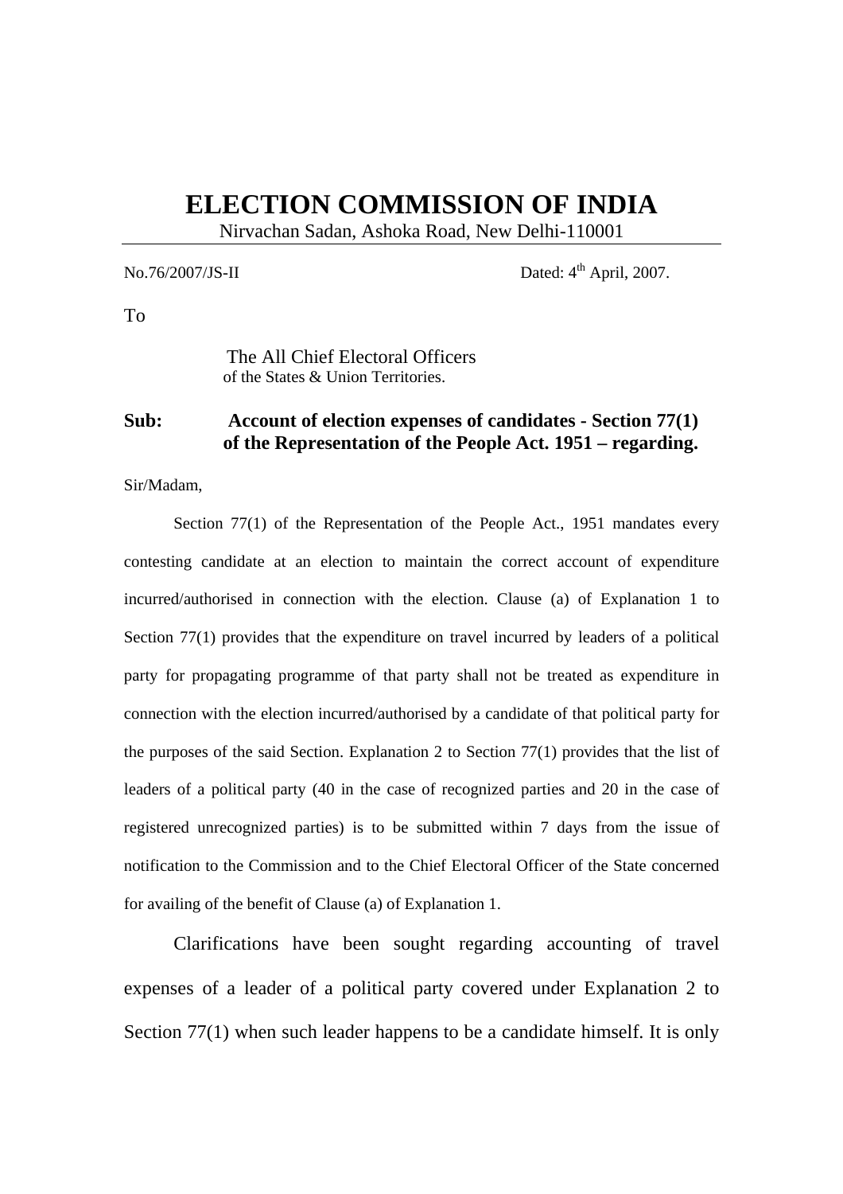# ELECTION COMMISSION OF INDIA

Nirvachan Sadan, Ashoka Road, New Delhi-110001

No.76/2007/JS-II Dated: 4th April, 2007.

To

The All Chief Electoral Officers
of the States & Union Territories.

**Sub: Account of election expenses of candidates - Section 77(1) of the Representation of the People Act. 1951 – regarding.**

Sir/Madam,

Section 77(1) of the Representation of the People Act., 1951 mandates every contesting candidate at an election to maintain the correct account of expenditure incurred/authorised in connection with the election. Clause (a) of Explanation 1 to Section 77(1) provides that the expenditure on travel incurred by leaders of a political party for propagating programme of that party shall not be treated as expenditure in connection with the election incurred/authorised by a candidate of that political party for the purposes of the said Section. Explanation 2 to Section 77(1) provides that the list of leaders of a political party (40 in the case of recognized parties and 20 in the case of registered unrecognized parties) is to be submitted within 7 days from the issue of notification to the Commission and to the Chief Electoral Officer of the State concerned for availing of the benefit of Clause (a) of Explanation 1.

Clarifications have been sought regarding accounting of travel expenses of a leader of a political party covered under Explanation 2 to Section 77(1) when such leader happens to be a candidate himself. It is only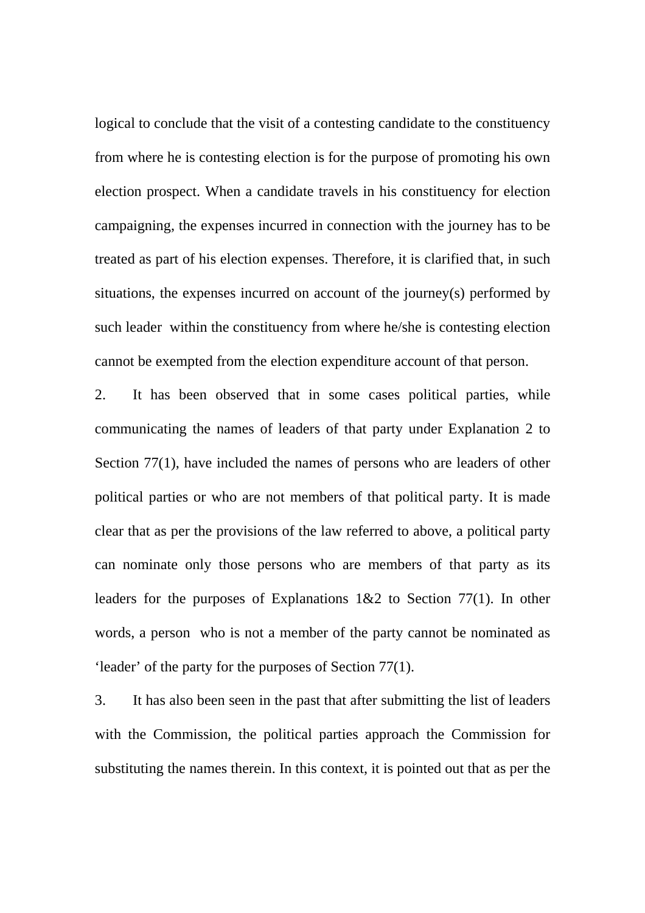logical to conclude that the visit of a contesting candidate to the constituency from where he is contesting election is for the purpose of promoting his own election prospect. When a candidate travels in his constituency for election campaigning, the expenses incurred in connection with the journey has to be treated as part of his election expenses. Therefore, it is clarified that, in such situations, the expenses incurred on account of the journey(s) performed by such leader within the constituency from where he/she is contesting election cannot be exempted from the election expenditure account of that person.

2. It has been observed that in some cases political parties, while communicating the names of leaders of that party under Explanation 2 to Section 77(1), have included the names of persons who are leaders of other political parties or who are not members of that political party. It is made clear that as per the provisions of the law referred to above, a political party can nominate only those persons who are members of that party as its leaders for the purposes of Explanations 1&2 to Section 77(1). In other words, a person who is not a member of the party cannot be nominated as 'leader' of the party for the purposes of Section 77(1).

3. It has also been seen in the past that after submitting the list of leaders with the Commission, the political parties approach the Commission for substituting the names therein. In this context, it is pointed out that as per the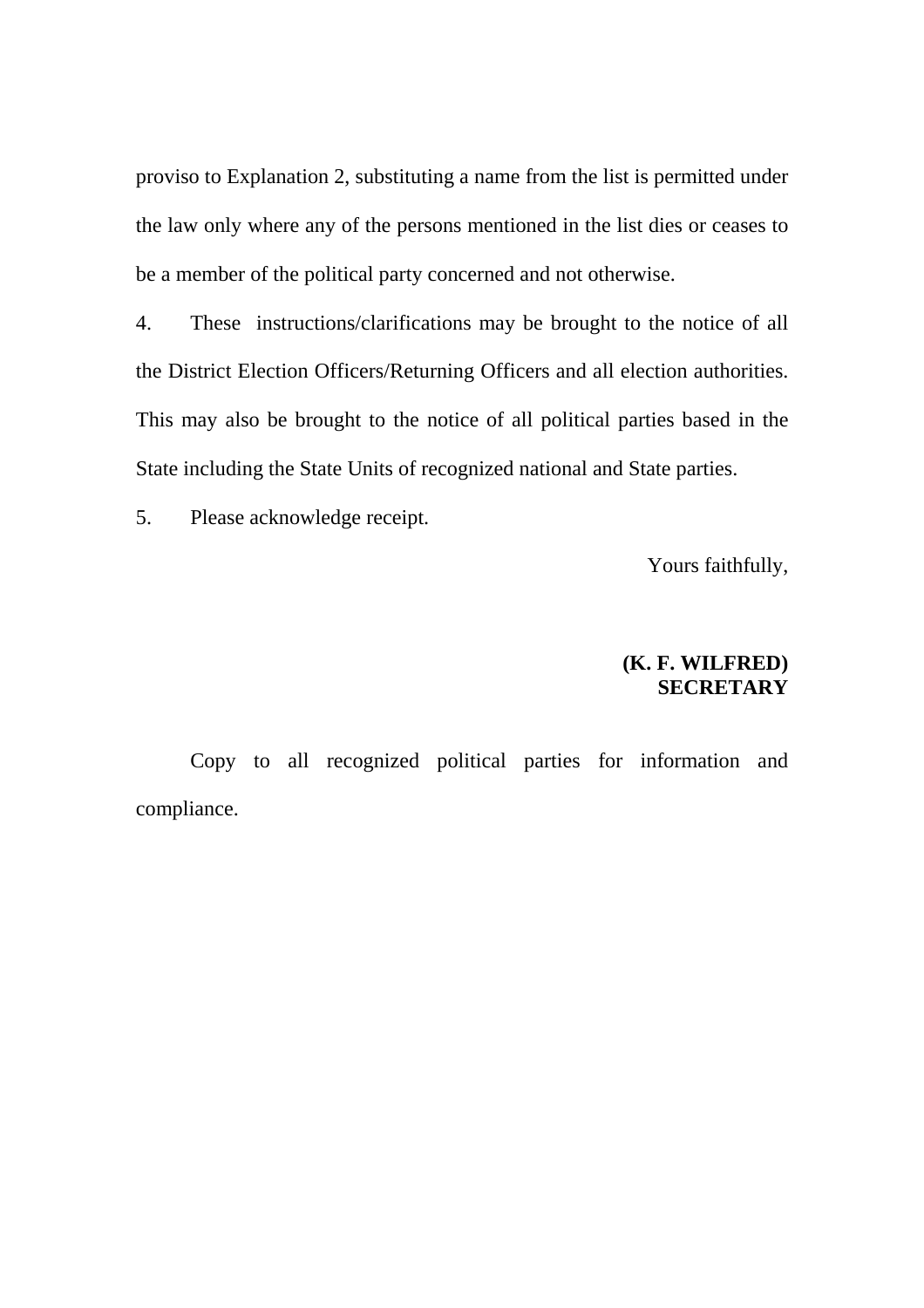proviso to Explanation 2, substituting a name from the list is permitted under the law only where any of the persons mentioned in the list dies or ceases to be a member of the political party concerned and not otherwise.

4. These instructions/clarifications may be brought to the notice of all the District Election Officers/Returning Officers and all election authorities. This may also be brought to the notice of all political parties based in the State including the State Units of recognized national and State parties.

5. Please acknowledge receipt.

Yours faithfully,

**(K. F. WILFRED)**
**SECRETARY**

Copy to all recognized political parties for information and compliance.